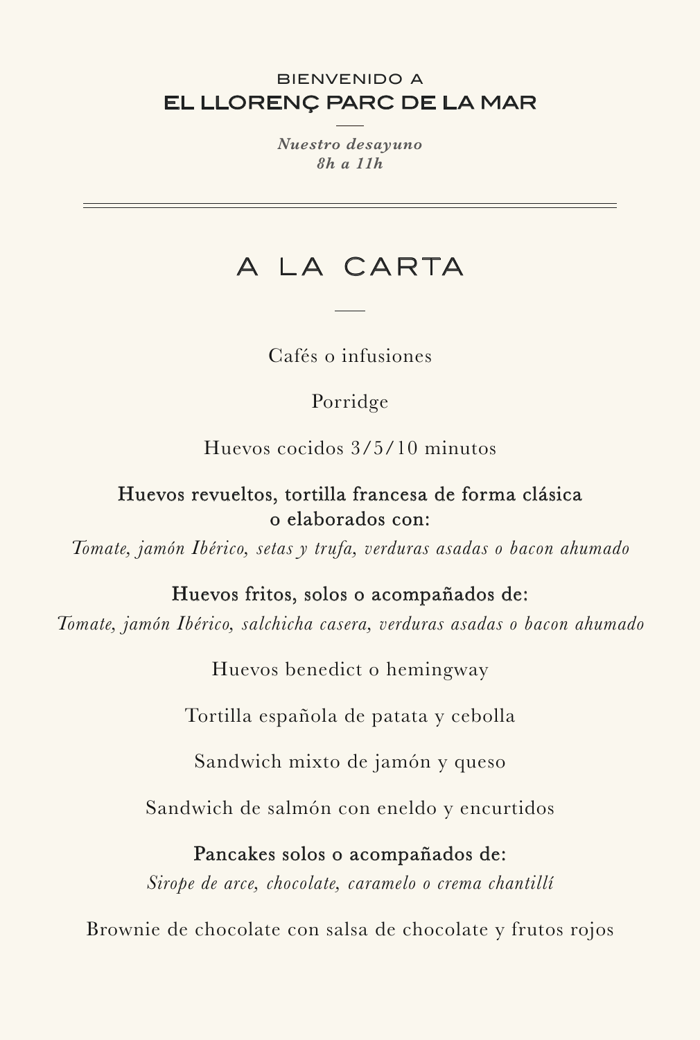BIENVENIDO A

# EL LLORENÇ PARC DE LA MAR

***Nuestro desayuno***
***8h a 11h***

---

## A LA CARTA

Cafés o infusiones

Porridge

Huevos cocidos 3/5/10 minutos

**Huevos revueltos, tortilla francesa de forma clásica o elaborados con:**
*Tomate, jamón Ibérico, setas y trufa, verduras asadas o bacon ahumado*

**Huevos fritos, solos o acompañados de:**
*Tomate, jamón Ibérico, salchicha casera, verduras asadas o bacon ahumado*

Huevos benedict o hemingway

Tortilla española de patata y cebolla

Sandwich mixto de jamón y queso

Sandwich de salmón con eneldo y encurtidos

**Pancakes solos o acompañados de:**
*Sirope de arce, chocolate, caramelo o crema chantillí*

Brownie de chocolate con salsa de chocolate y frutos rojos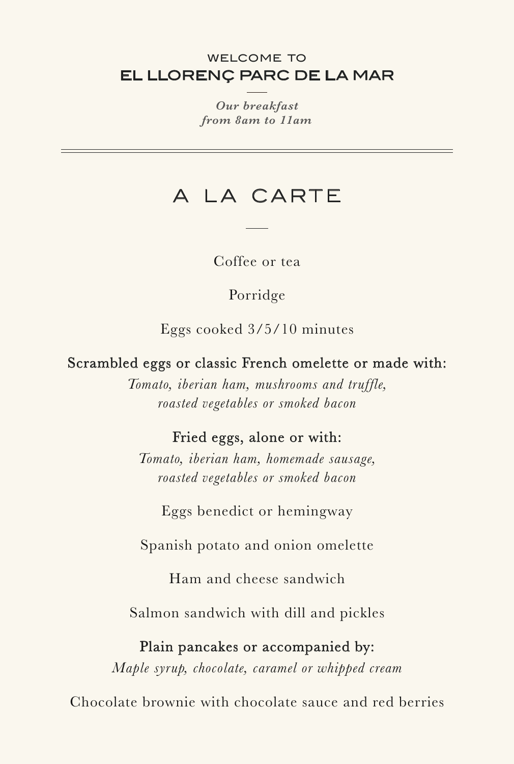WELCOME TO

# EL LLORENÇ PARC DE LA MAR

***Our breakfast***
***from 8am to 11am***

---

## A LA CARTE

Coffee or tea

Porridge

Eggs cooked 3/5/10 minutes

**Scrambled eggs or classic French omelette or made with:**
*Tomato, iberian ham, mushrooms and truffle, roasted vegetables or smoked bacon*

**Fried eggs, alone or with:**
*Tomato, iberian ham, homemade sausage, roasted vegetables or smoked bacon*

Eggs benedict or hemingway

Spanish potato and onion omelette

Ham and cheese sandwich

Salmon sandwich with dill and pickles

**Plain pancakes or accompanied by:**
*Maple syrup, chocolate, caramel or whipped cream*

Chocolate brownie with chocolate sauce and red berries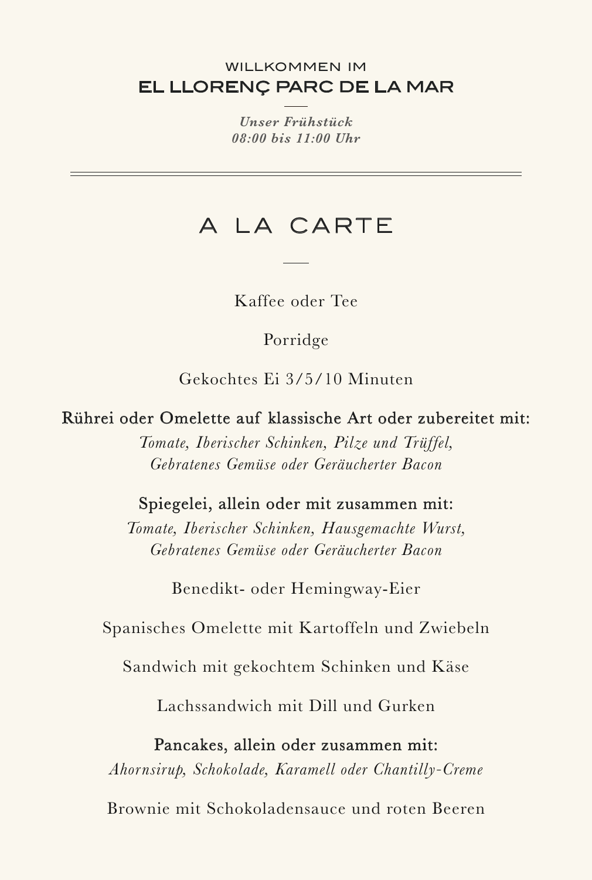WILLKOMMEN IM

# EL LLORENÇ PARC DE LA MAR

*Unser Frühstück*
*08:00 bis 11:00 Uhr*

---

## A LA CARTE

Kaffee oder Tee

Porridge

Gekochtes Ei 3/5/10 Minuten

**Rührei oder Omelette auf klassische Art oder zubereitet mit:**
*Tomate, Iberischer Schinken, Pilze und Trüffel,*
*Gebratenes Gemüse oder Geräucherter Bacon*

**Spiegelei, allein oder mit zusammen mit:**
*Tomate, Iberischer Schinken, Hausgemachte Wurst,*
*Gebratenes Gemüse oder Geräucherter Bacon*

Benedikt- oder Hemingway-Eier

Spanisches Omelette mit Kartoffeln und Zwiebeln

Sandwich mit gekochtem Schinken und Käse

Lachssandwich mit Dill und Gurken

**Pancakes, allein oder zusammen mit:**
*Ahornsirup, Schokolade, Karamell oder Chantilly-Creme*

Brownie mit Schokoladensauce und roten Beeren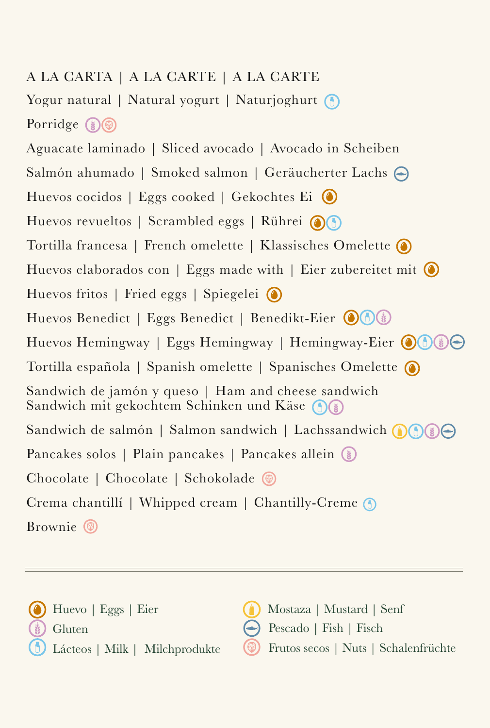## A LA CARTA | A LA CARTE | A LA CARTE

Yogur natural | Natural yogurt | Naturjoghurt

Porridge

Aguacate laminado | Sliced avocado | Avocado in Scheiben

Salmón ahumado | Smoked salmon | Geräucherter Lachs

Huevos cocidos | Eggs cooked | Gekochtes Ei

Huevos revueltos | Scrambled eggs | Rührei

Tortilla francesa | French omelette | Klassisches Omelette

Huevos elaborados con | Eggs made with | Eier zubereitet mit

Huevos fritos | Fried eggs | Spiegelei

Huevos Benedict | Eggs Benedict | Benedikt-Eier

Huevos Hemingway | Eggs Hemingway | Hemingway-Eier

Tortilla española | Spanish omelette | Spanisches Omelette

Sandwich de jamón y queso | Ham and cheese sandwich
Sandwich mit gekochtem Schinken und Käse

Sandwich de salmón | Salmon sandwich | Lachssandwich

Pancakes solos | Plain pancakes | Pancakes allein

Chocolate | Chocolate | Schokolade

Crema chantillí | Whipped cream | Chantilly-Creme

Brownie

---

Huevo | Eggs | Eier

Gluten

Lácteos | Milk | Milchprodukte

Mostaza | Mustard | Senf

Pescado | Fish | Fisch

Frutos secos | Nuts | Schalenfrüchte